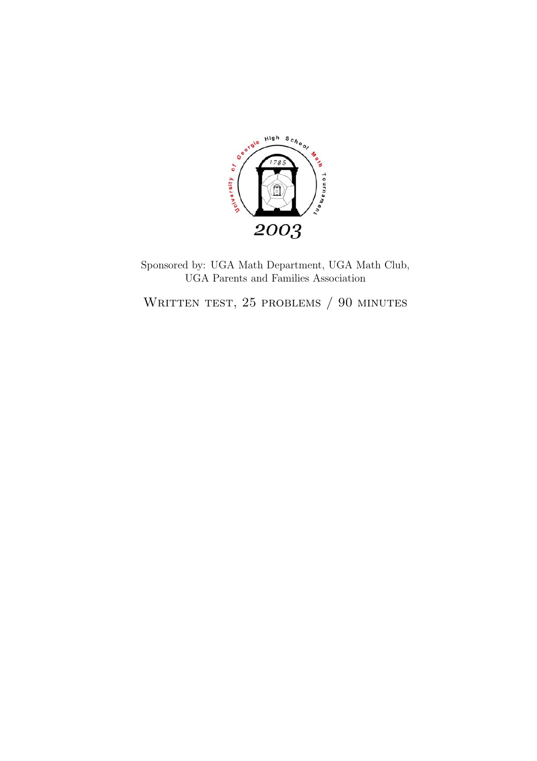University of Georgia High School Math Tournament

2003

Sponsored by: UGA Math Department, UGA Math Club, UGA Parents and Families Association

Written test, 25 problems / 90 minutes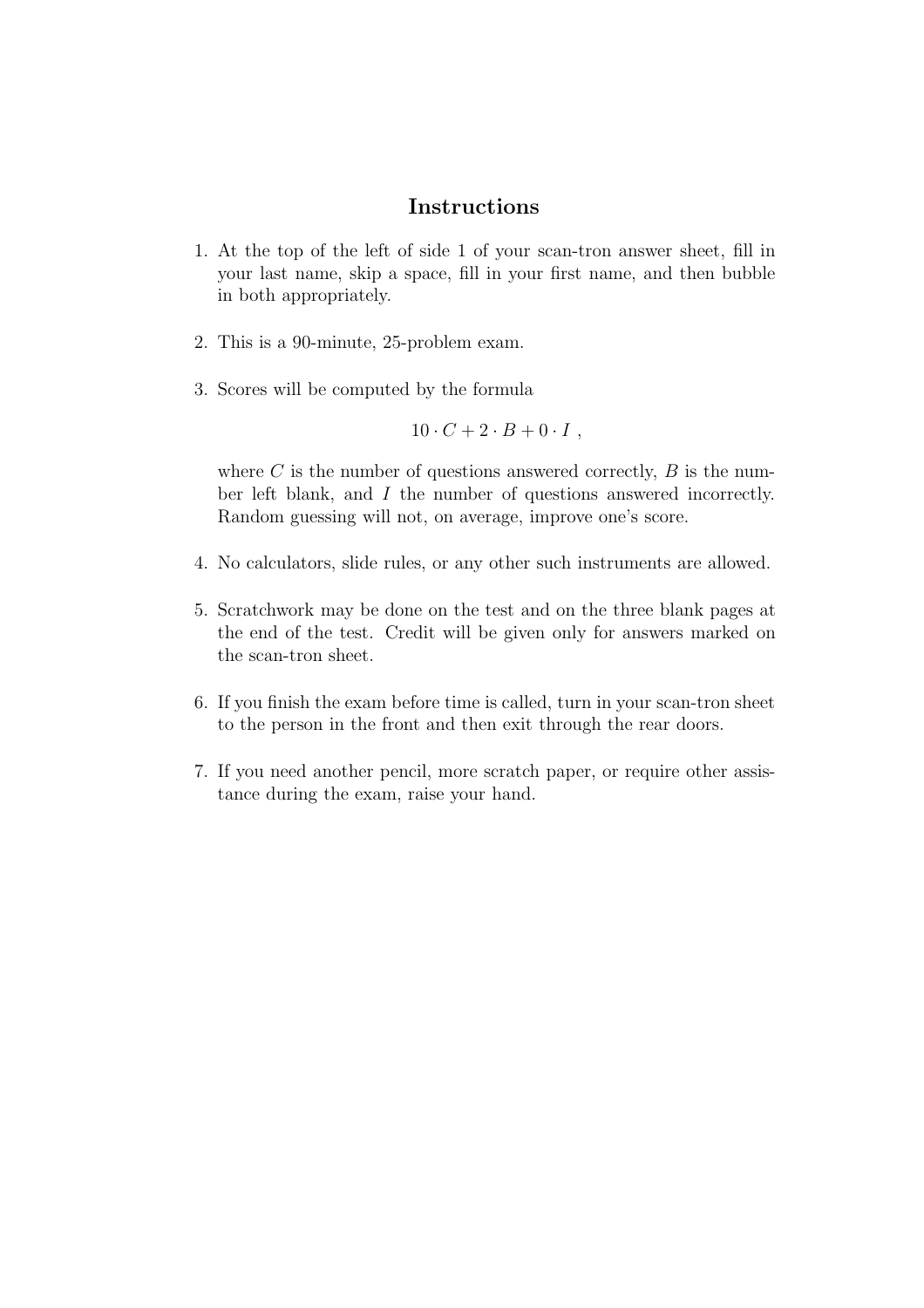## Instructions

1. At the top of the left of side 1 of your scan-tron answer sheet, fill in your last name, skip a space, fill in your first name, and then bubble in both appropriately.

2. This is a 90-minute, 25-problem exam.

3. Scores will be computed by the formula

$$10 \cdot C + 2 \cdot B + 0 \cdot I \ ,$$

   where $C$ is the number of questions answered correctly, $B$ is the number left blank, and $I$ the number of questions answered incorrectly. Random guessing will not, on average, improve one's score.

4. No calculators, slide rules, or any other such instruments are allowed.

5. Scratchwork may be done on the test and on the three blank pages at the end of the test. Credit will be given only for answers marked on the scan-tron sheet.

6. If you finish the exam before time is called, turn in your scan-tron sheet to the person in the front and then exit through the rear doors.

7. If you need another pencil, more scratch paper, or require other assistance during the exam, raise your hand.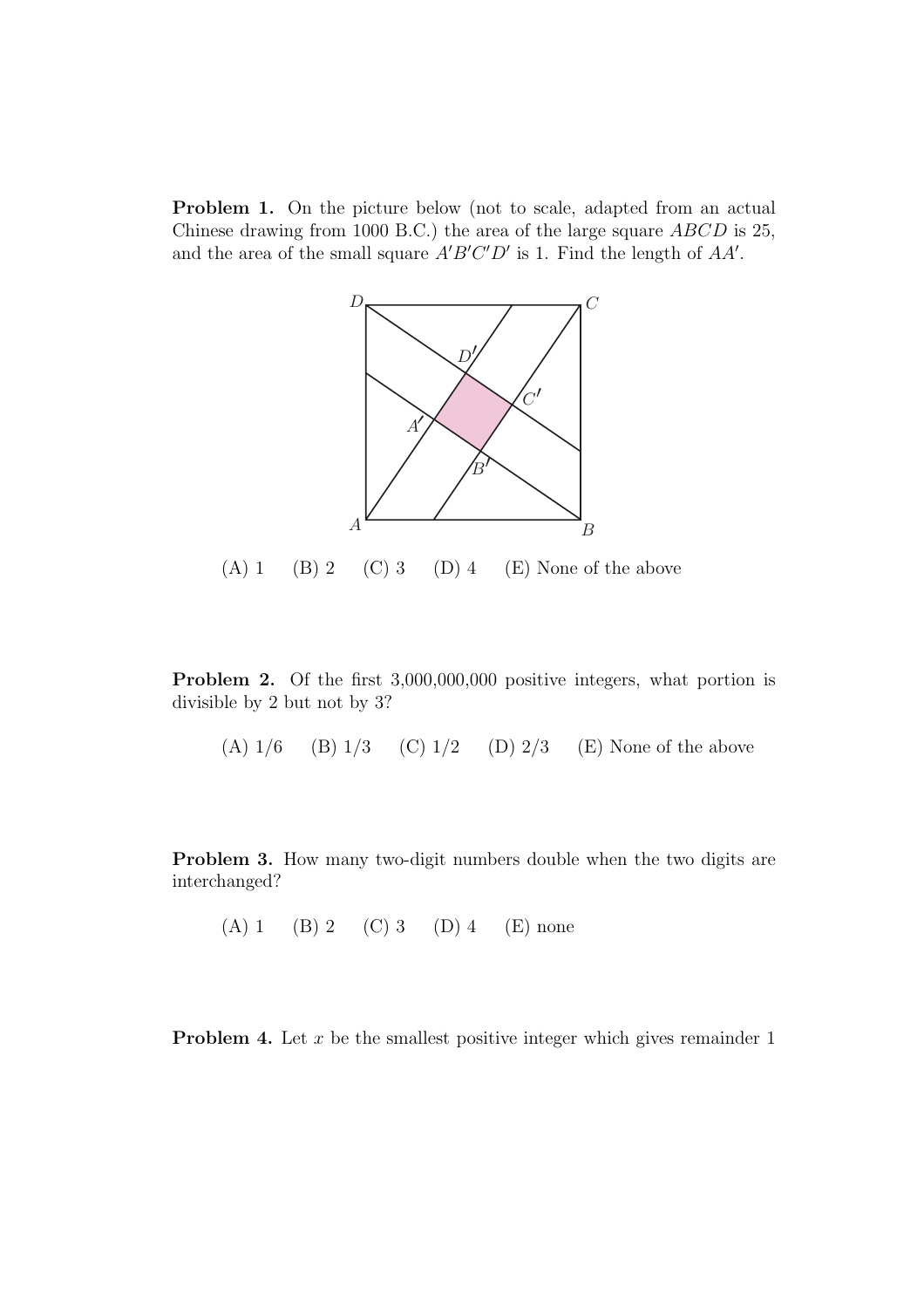**Problem 1.** On the picture below (not to scale, adapted from an actual Chinese drawing from 1000 B.C.) the area of the large square $ABCD$ is 25, and the area of the small square $A'B'C'D'$ is 1. Find the length of $AA'$.

(A) 1 (B) 2 (C) 3 (D) 4 (E) None of the above

**Problem 2.** Of the first 3,000,000,000 positive integers, what portion is divisible by 2 but not by 3?

(A) 1/6 (B) 1/3 (C) 1/2 (D) 2/3 (E) None of the above

**Problem 3.** How many two-digit numbers double when the two digits are interchanged?

(A) 1 (B) 2 (C) 3 (D) 4 (E) none

**Problem 4.** Let $x$ be the smallest positive integer which gives remainder 1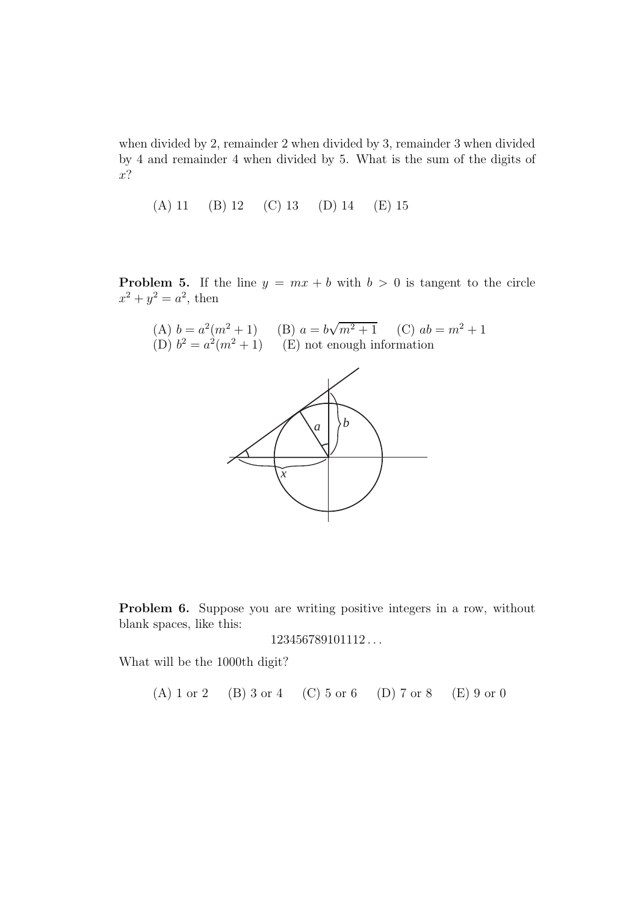when divided by 2, remainder 2 when divided by 3, remainder 3 when divided by 4 and remainder 4 when divided by 5. What is the sum of the digits of $x$?

(A) 11 (B) 12 (C) 13 (D) 14 (E) 15

**Problem 5.** If the line $y = mx + b$ with $b > 0$ is tangent to the circle $x^2 + y^2 = a^2$, then

(A) $b = a^2(m^2 + 1)$ (B) $a = b\sqrt{m^2 + 1}$ (C) $ab = m^2 + 1$
(D) $b^2 = a^2(m^2 + 1)$ (E) not enough information

a
b
x

**Problem 6.** Suppose you are writing positive integers in a row, without blank spaces, like this:

$$123456789101112\ldots$$

What will be the 1000th digit?

(A) 1 or 2 (B) 3 or 4 (C) 5 or 6 (D) 7 or 8 (E) 9 or 0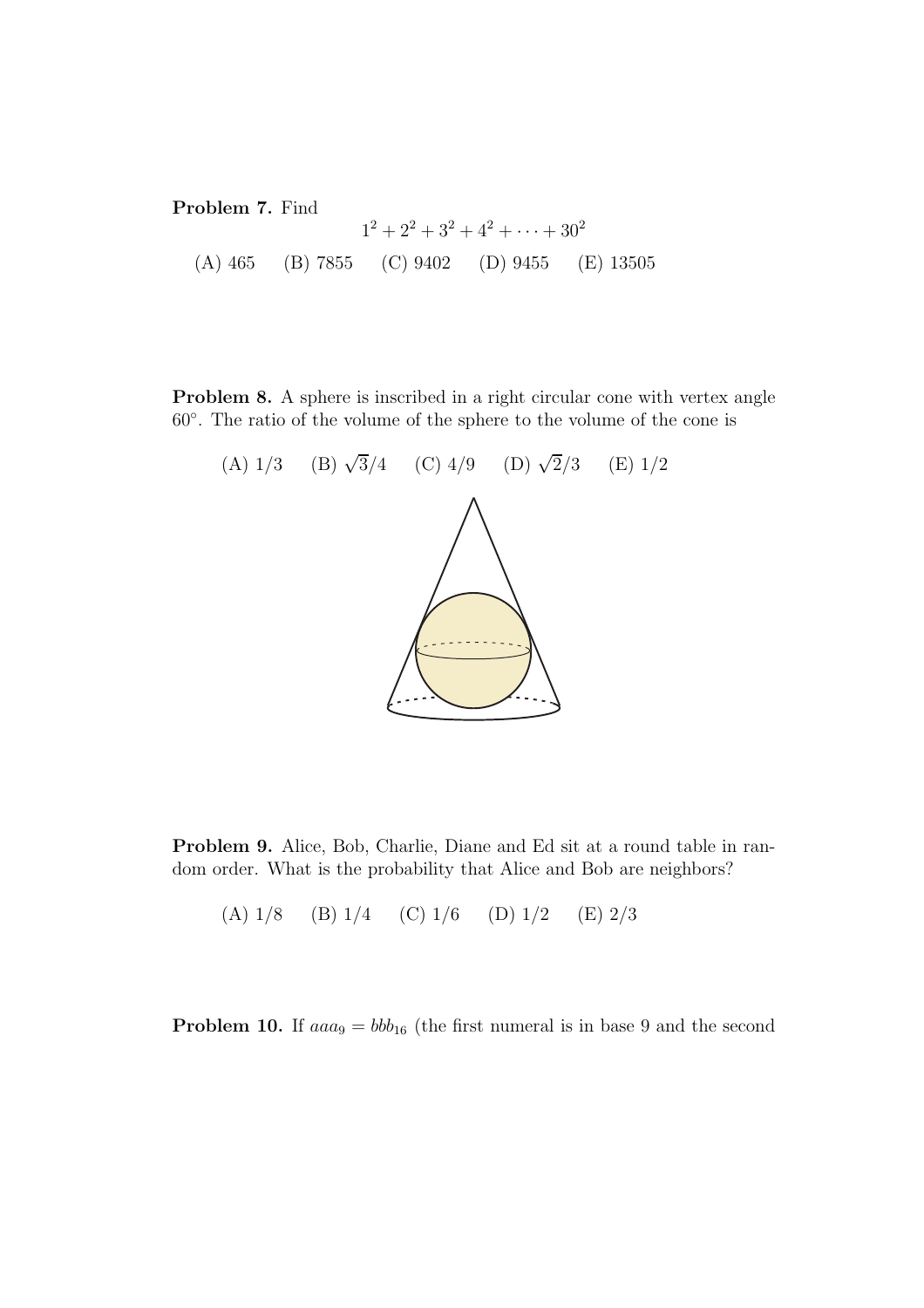**Problem 7.** Find

$$1^2 + 2^2 + 3^2 + 4^2 + \cdots + 30^2$$

(A) 465 (B) 7855 (C) 9402 (D) 9455 (E) 13505

**Problem 8.** A sphere is inscribed in a right circular cone with vertex angle $60°$. The ratio of the volume of the sphere to the volume of the cone is

(A) $1/3$ (B) $\sqrt{3}/4$ (C) $4/9$ (D) $\sqrt{2}/3$ (E) $1/2$

**Problem 9.** Alice, Bob, Charlie, Diane and Ed sit at a round table in random order. What is the probability that Alice and Bob are neighbors?

(A) $1/8$ (B) $1/4$ (C) $1/6$ (D) $1/2$ (E) $2/3$

**Problem 10.** If $aaa_9 = bbb_{16}$ (the first numeral is in base 9 and the second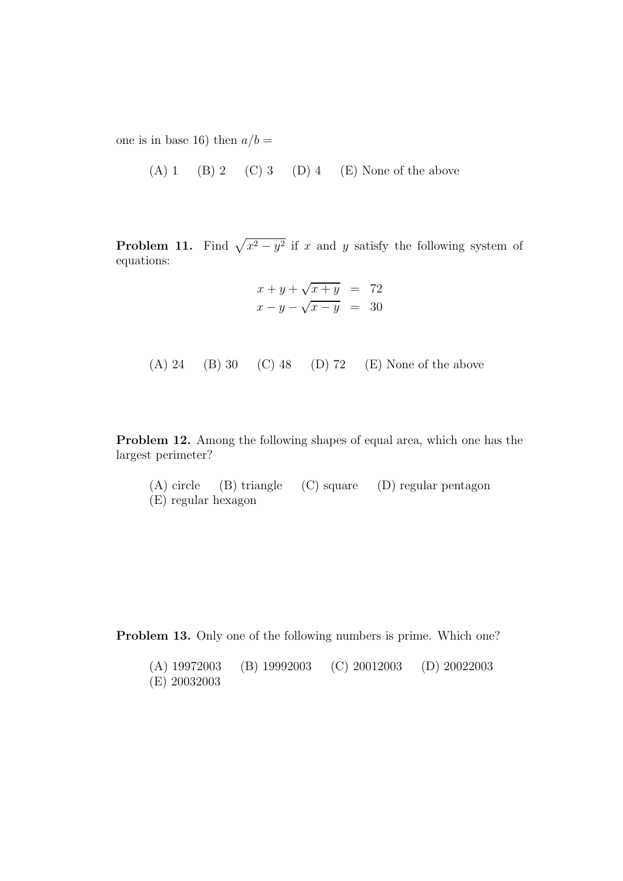one is in base 16) then $a/b =$

(A) 1 (B) 2 (C) 3 (D) 4 (E) None of the above

**Problem 11.** Find $\sqrt{x^2 - y^2}$ if $x$ and $y$ satisfy the following system of equations:

$$
\begin{aligned}
x + y + \sqrt{x+y} &= 72 \\
x - y - \sqrt{x-y} &= 30
\end{aligned}
$$

(A) 24 (B) 30 (C) 48 (D) 72 (E) None of the above

**Problem 12.** Among the following shapes of equal area, which one has the largest perimeter?

(A) circle (B) triangle (C) square (D) regular pentagon
(E) regular hexagon

**Problem 13.** Only one of the following numbers is prime. Which one?

(A) 19972003 (B) 19992003 (C) 20012003 (D) 20022003
(E) 20032003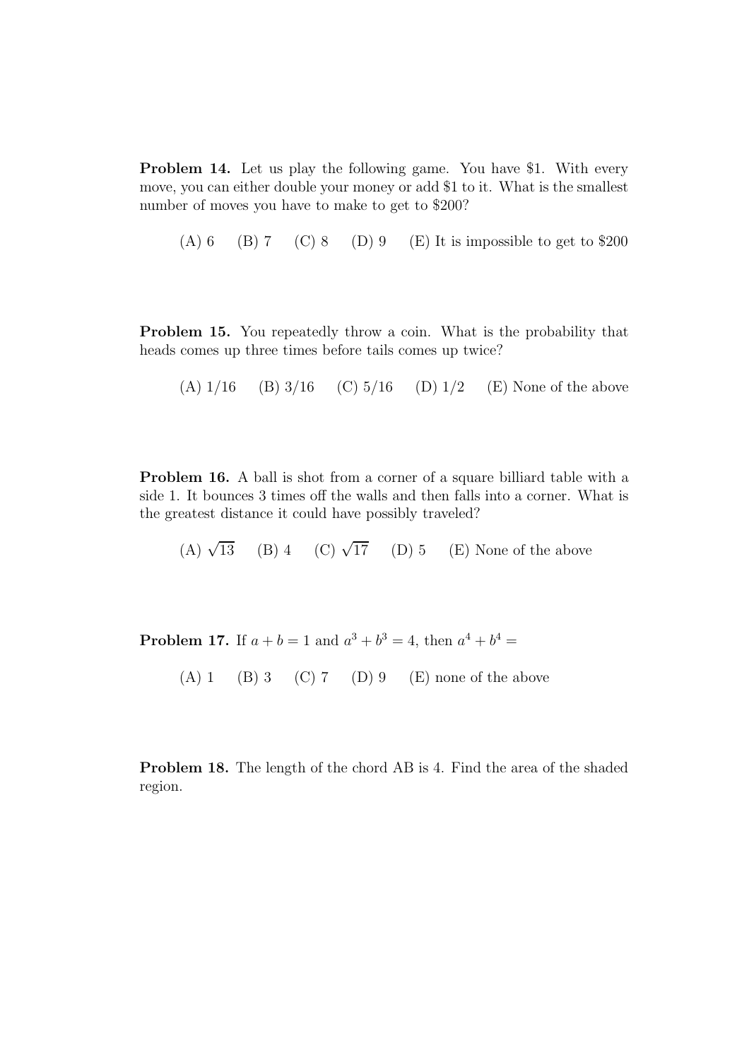**Problem 14.** Let us play the following game. You have \$1. With every move, you can either double your money or add \$1 to it. What is the smallest number of moves you have to make to get to \$200?

(A) 6 (B) 7 (C) 8 (D) 9 (E) It is impossible to get to \$200

**Problem 15.** You repeatedly throw a coin. What is the probability that heads comes up three times before tails comes up twice?

(A) 1/16 (B) 3/16 (C) 5/16 (D) 1/2 (E) None of the above

**Problem 16.** A ball is shot from a corner of a square billiard table with a side 1. It bounces 3 times off the walls and then falls into a corner. What is the greatest distance it could have possibly traveled?

(A) $\sqrt{13}$ (B) 4 (C) $\sqrt{17}$ (D) 5 (E) None of the above

**Problem 17.** If $a + b = 1$ and $a^3 + b^3 = 4$, then $a^4 + b^4 =$

(A) 1 (B) 3 (C) 7 (D) 9 (E) none of the above

**Problem 18.** The length of the chord AB is 4. Find the area of the shaded region.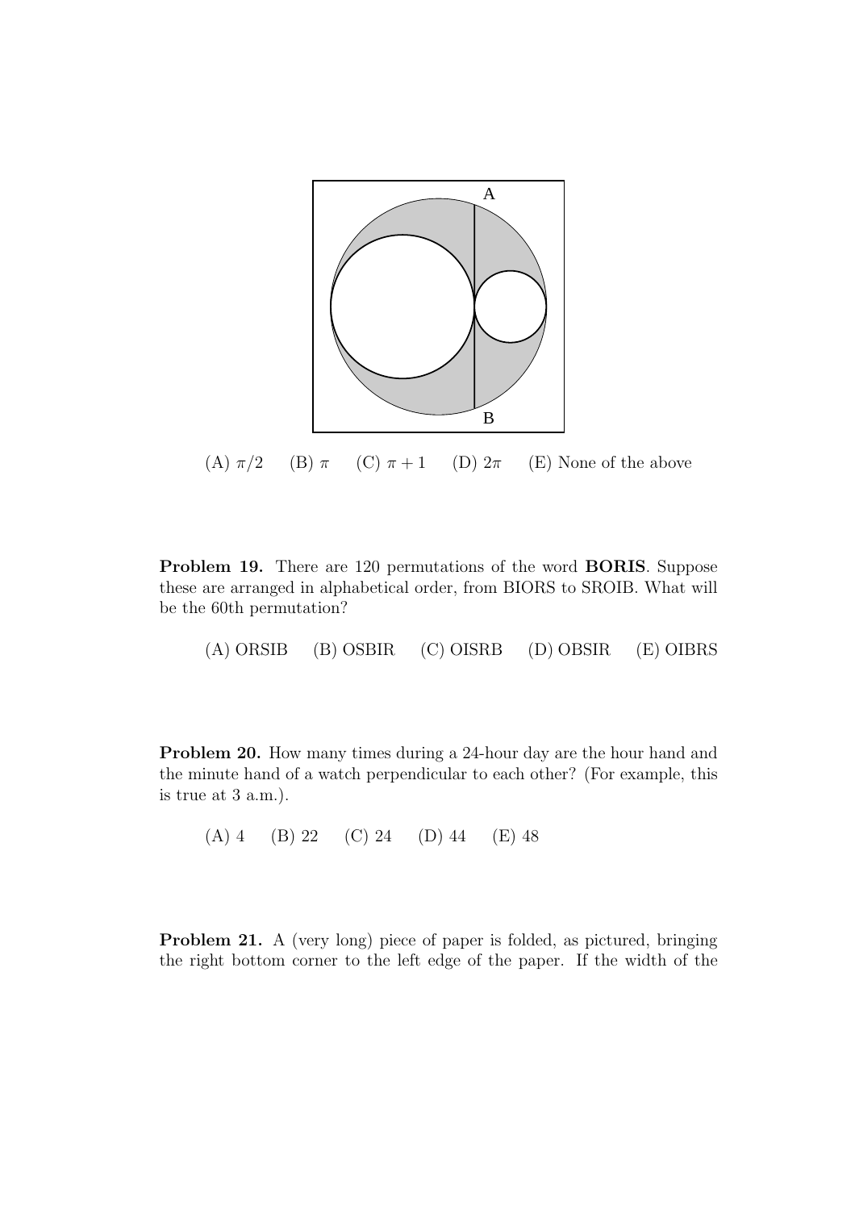A

B

(A) $\pi/2$ (B) $\pi$ (C) $\pi + 1$ (D) $2\pi$ (E) None of the above

**Problem 19.** There are 120 permutations of the word **BORIS**. Suppose these are arranged in alphabetical order, from BIORS to SROIB. What will be the 60th permutation?

(A) ORSIB (B) OSBIR (C) OISRB (D) OBSIR (E) OIBRS

**Problem 20.** How many times during a 24-hour day are the hour hand and the minute hand of a watch perpendicular to each other? (For example, this is true at 3 a.m.).

(A) 4 (B) 22 (C) 24 (D) 44 (E) 48

**Problem 21.** A (very long) piece of paper is folded, as pictured, bringing the right bottom corner to the left edge of the paper. If the width of the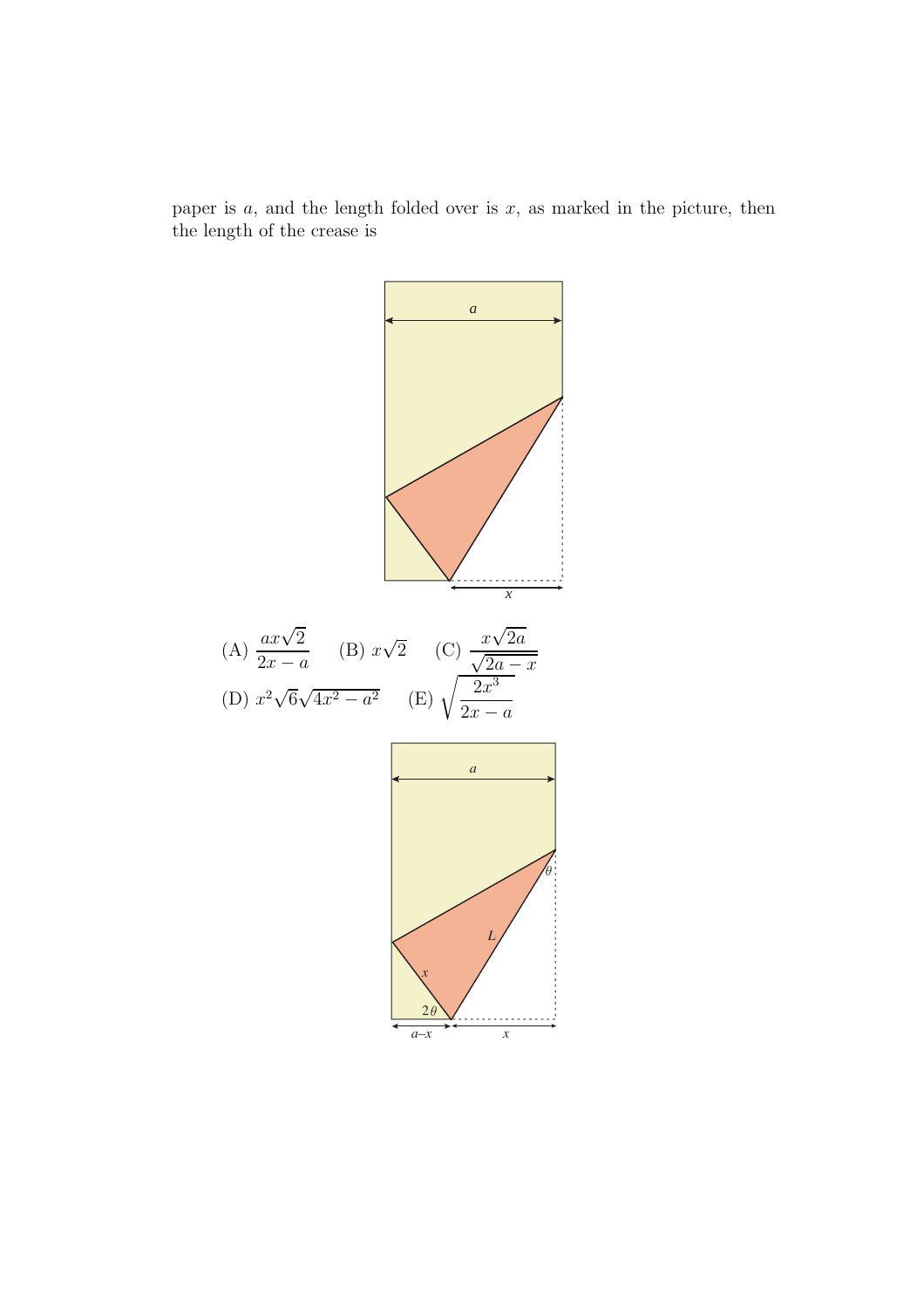paper is $a$, and the length folded over is $x$, as marked in the picture, then the length of the crease is

a

x

(A) $\dfrac{ax\sqrt{2}}{2x-a}$ (B) $x\sqrt{2}$ (C) $\dfrac{x\sqrt{2a}}{\sqrt{2a-x}}$

(D) $x^2\sqrt{6}\sqrt{4x^2-a^2}$ (E) $\sqrt{\dfrac{2x^3}{2x-a}}$

a

$\theta$

L

x

$2\theta$

a–x

x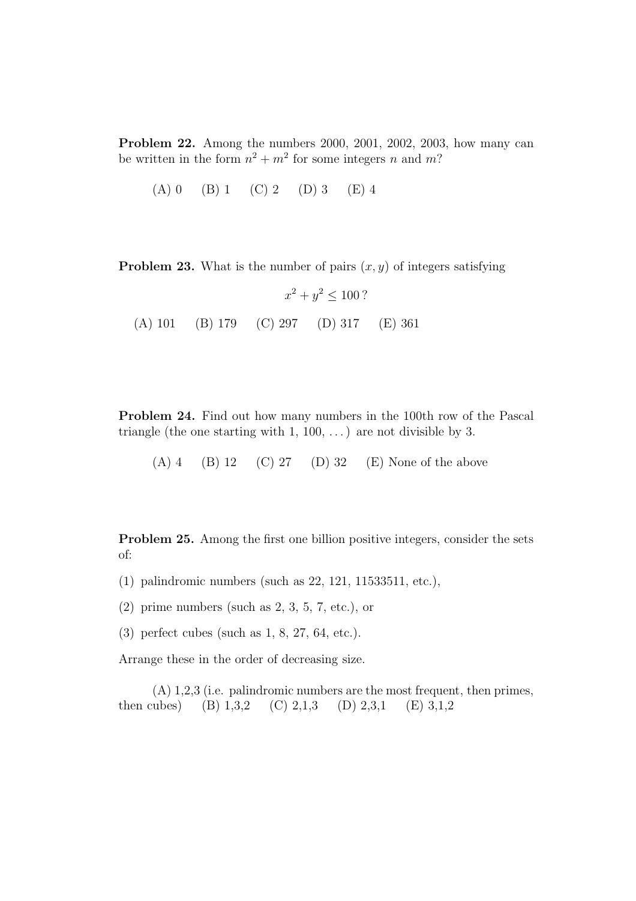**Problem 22.** Among the numbers 2000, 2001, 2002, 2003, how many can be written in the form $n^2 + m^2$ for some integers $n$ and $m$?

(A) 0 (B) 1 (C) 2 (D) 3 (E) 4

**Problem 23.** What is the number of pairs $(x, y)$ of integers satisfying

$$x^2 + y^2 \leq 100\,?$$

(A) 101 (B) 179 (C) 297 (D) 317 (E) 361

**Problem 24.** Find out how many numbers in the 100th row of the Pascal triangle (the one starting with 1, 100, ...) are not divisible by 3.

(A) 4 (B) 12 (C) 27 (D) 32 (E) None of the above

**Problem 25.** Among the first one billion positive integers, consider the sets of:

(1) palindromic numbers (such as 22, 121, 11533511, etc.),

(2) prime numbers (such as 2, 3, 5, 7, etc.), or

(3) perfect cubes (such as 1, 8, 27, 64, etc.).

Arrange these in the order of decreasing size.

(A) 1,2,3 (i.e. palindromic numbers are the most frequent, then primes, then cubes) (B) 1,3,2 (C) 2,1,3 (D) 2,3,1 (E) 3,1,2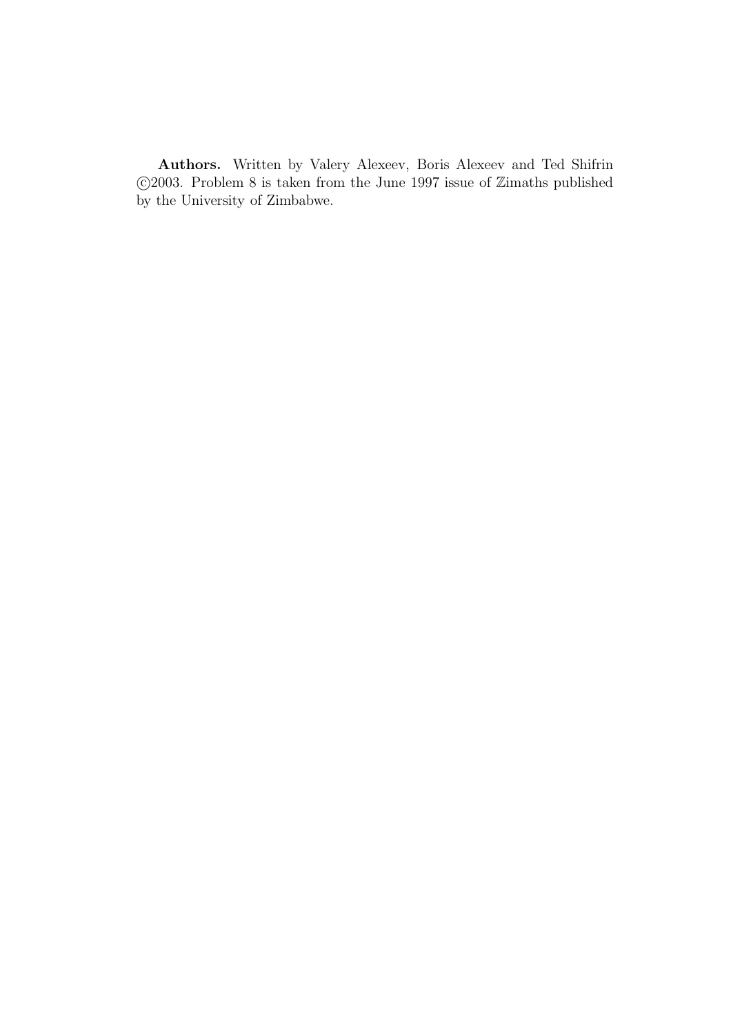**Authors.** Written by Valery Alexeev, Boris Alexeev and Ted Shifrin ©2003. Problem 8 is taken from the June 1997 issue of $\mathbb{Z}$imaths published by the University of Zimbabwe.